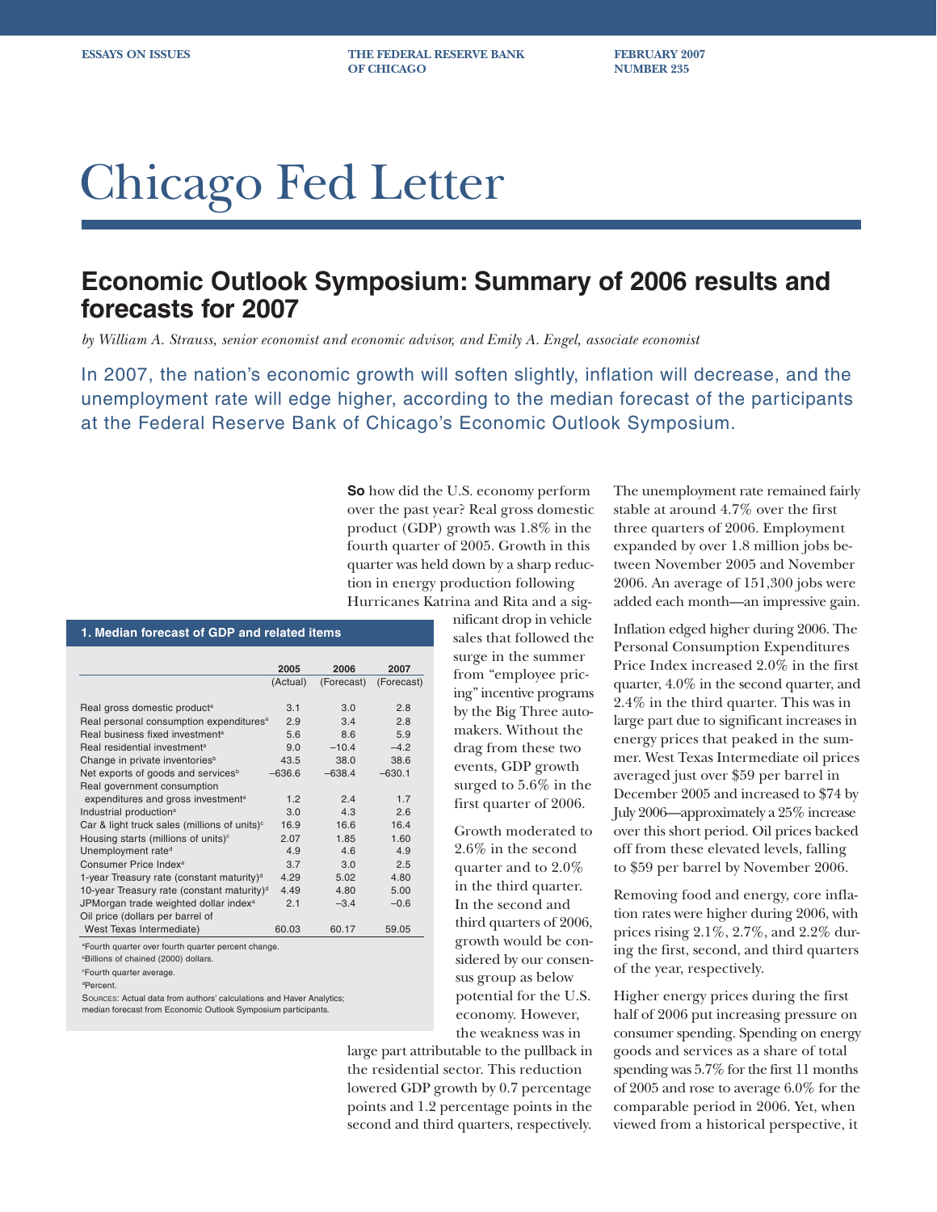ESSAYS ON ISSUES

THE FEDERAL RESERVE BANK OF CHICAGO

FEBRUARY 2007
NUMBER 235

# Chicago Fed Letter

## Economic Outlook Symposium: Summary of 2006 results and forecasts for 2007

*by William A. Strauss, senior economist and economic advisor, and Emily A. Engel, associate economist*

In 2007, the nation's economic growth will soften slightly, inflation will decrease, and the unemployment rate will edge higher, according to the median forecast of the participants at the Federal Reserve Bank of Chicago's Economic Outlook Symposium.

**So** how did the U.S. economy perform over the past year? Real gross domestic product (GDP) growth was 1.8% in the fourth quarter of 2005. Growth in this quarter was held down by a sharp reduction in energy production following Hurricanes Katrina and Rita and a significant drop in vehicle sales that followed the surge in the summer from "employee pricing" incentive programs by the Big Three automakers. Without the drag from these two events, GDP growth surged to 5.6% in the first quarter of 2006.

**1. Median forecast of GDP and related items**

| | 2005 (Actual) | 2006 (Forecast) | 2007 (Forecast) |
|---|---|---|---|
| Real gross domestic product[a] | 3.1 | 3.0 | 2.8 |
| Real personal consumption expenditures[a] | 2.9 | 3.4 | 2.8 |
| Real business fixed investment[a] | 5.6 | 8.6 | 5.9 |
| Real residential investment[a] | 9.0 | −10.4 | −4.2 |
| Change in private inventories[b] | 43.5 | 38.0 | 38.6 |
| Net exports of goods and services[b] | −636.6 | −638.4 | −630.1 |
| Real government consumption expenditures and gross investment[a] | 1.2 | 2.4 | 1.7 |
| Industrial production[a] | 3.0 | 4.3 | 2.6 |
| Car & light truck sales (millions of units)[c] | 16.9 | 16.6 | 16.4 |
| Housing starts (millions of units)[c] | 2.07 | 1.85 | 1.60 |
| Unemployment rate[d] | 4.9 | 4.6 | 4.9 |
| Consumer Price Index[a] | 3.7 | 3.0 | 2.5 |
| 1-year Treasury rate (constant maturity)[d] | 4.29 | 5.02 | 4.80 |
| 10-year Treasury rate (constant maturity)[d] | 4.49 | 4.80 | 5.00 |
| JPMorgan trade weighted dollar index[a] | 2.1 | −3.4 | −0.6 |
| Oil price (dollars per barrel of West Texas Intermediate) | 60.03 | 60.17 | 59.05 |

[a]Fourth quarter over fourth quarter percent change.
[b]Billions of chained (2000) dollars.
[c]Fourth quarter average.
[d]Percent.
Sources: Actual data from authors' calculations and Haver Analytics; median forecast from Economic Outlook Symposium participants.

Growth moderated to 2.6% in the second quarter and to 2.0% in the third quarter. In the second and third quarters of 2006, growth would be considered by our consensus group as below potential for the U.S. economy. However, the weakness was in large part attributable to the pullback in the residential sector. This reduction lowered GDP growth by 0.7 percentage points and 1.2 percentage points in the second and third quarters, respectively.

The unemployment rate remained fairly stable at around 4.7% over the first three quarters of 2006. Employment expanded by over 1.8 million jobs between November 2005 and November 2006. An average of 151,300 jobs were added each month—an impressive gain.

Inflation edged higher during 2006. The Personal Consumption Expenditures Price Index increased 2.0% in the first quarter, 4.0% in the second quarter, and 2.4% in the third quarter. This was in large part due to significant increases in energy prices that peaked in the summer. West Texas Intermediate oil prices averaged just over $59 per barrel in December 2005 and increased to $74 by July 2006—approximately a 25% increase over this short period. Oil prices backed off from these elevated levels, falling to $59 per barrel by November 2006.

Removing food and energy, core inflation rates were higher during 2006, with prices rising 2.1%, 2.7%, and 2.2% during the first, second, and third quarters of the year, respectively.

Higher energy prices during the first half of 2006 put increasing pressure on consumer spending. Spending on energy goods and services as a share of total spending was 5.7% for the first 11 months of 2005 and rose to average 6.0% for the comparable period in 2006. Yet, when viewed from a historical perspective, it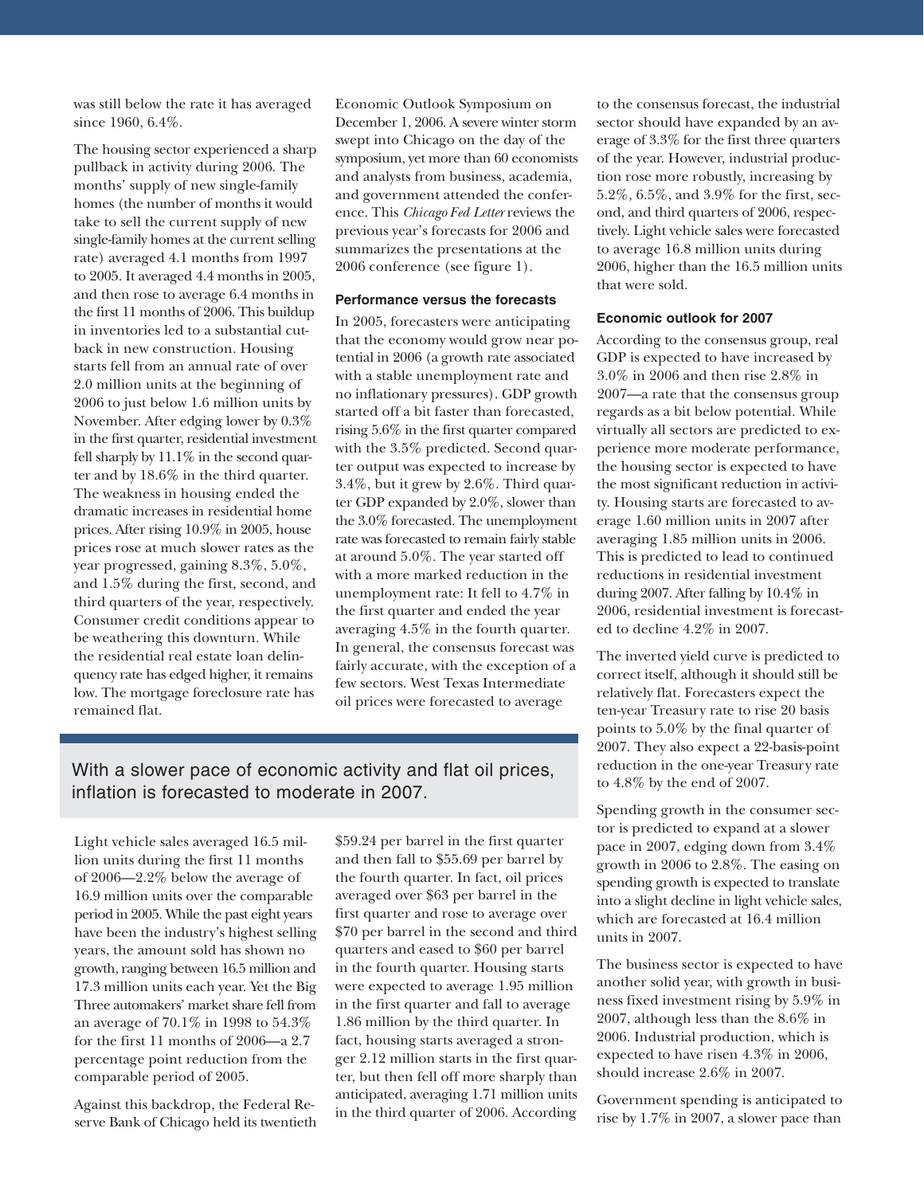was still below the rate it has averaged since 1960, 6.4%.

The housing sector experienced a sharp pullback in activity during 2006. The months' supply of new single-family homes (the number of months it would take to sell the current supply of new single-family homes at the current selling rate) averaged 4.1 months from 1997 to 2005. It averaged 4.4 months in 2005, and then rose to average 6.4 months in the first 11 months of 2006. This buildup in inventories led to a substantial cutback in new construction. Housing starts fell from an annual rate of over 2.0 million units at the beginning of 2006 to just below 1.6 million units by November. After edging lower by 0.3% in the first quarter, residential investment fell sharply by 11.1% in the second quarter and by 18.6% in the third quarter. The weakness in housing ended the dramatic increases in residential home prices. After rising 10.9% in 2005, house prices rose at much slower rates as the year progressed, gaining 8.3%, 5.0%, and 1.5% during the first, second, and third quarters of the year, respectively. Consumer credit conditions appear to be weathering this downturn. While the residential real estate loan delinquency rate has edged higher, it remains low. The mortgage foreclosure rate has remained flat.

Light vehicle sales averaged 16.5 million units during the first 11 months of 2006—2.2% below the average of 16.9 million units over the comparable period in 2005. While the past eight years have been the industry's highest selling years, the amount sold has shown no growth, ranging between 16.5 million and 17.3 million units each year. Yet the Big Three automakers' market share fell from an average of 70.1% in 1998 to 54.3% for the first 11 months of 2006—a 2.7 percentage point reduction from the comparable period of 2005.

Against this backdrop, the Federal Reserve Bank of Chicago held its twentieth Economic Outlook Symposium on December 1, 2006. A severe winter storm swept into Chicago on the day of the symposium, yet more than 60 economists and analysts from business, academia, and government attended the conference. This *Chicago Fed Letter* reviews the previous year's forecasts for 2006 and summarizes the presentations at the 2006 conference (see figure 1).

With a slower pace of economic activity and flat oil prices, inflation is forecasted to moderate in 2007.

#### Performance versus the forecasts

In 2005, forecasters were anticipating that the economy would grow near potential in 2006 (a growth rate associated with a stable unemployment rate and no inflationary pressures). GDP growth started off a bit faster than forecasted, rising 5.6% in the first quarter compared with the 3.5% predicted. Second quarter output was expected to increase by 3.4%, but it grew by 2.6%. Third quarter GDP expanded by 2.0%, slower than the 3.0% forecasted. The unemployment rate was forecasted to remain fairly stable at around 5.0%. The year started off with a more marked reduction in the unemployment rate: It fell to 4.7% in the first quarter and ended the year averaging 4.5% in the fourth quarter. In general, the consensus forecast was fairly accurate, with the exception of a few sectors. West Texas Intermediate oil prices were forecasted to average $59.24 per barrel in the first quarter and then fall to $55.69 per barrel by the fourth quarter. In fact, oil prices averaged over $63 per barrel in the first quarter and rose to average over $70 per barrel in the second and third quarters and eased to $60 per barrel in the fourth quarter. Housing starts were expected to average 1.95 million in the first quarter and fall to average 1.86 million by the third quarter. In fact, housing starts averaged a stronger 2.12 million starts in the first quarter, but then fell off more sharply than anticipated, averaging 1.71 million units in the third quarter of 2006. According to the consensus forecast, the industrial sector should have expanded by an average of 3.3% for the first three quarters of the year. However, industrial production rose more robustly, increasing by 5.2%, 6.5%, and 3.9% for the first, second, and third quarters of 2006, respectively. Light vehicle sales were forecasted to average 16.8 million units during 2006, higher than the 16.5 million units that were sold.

#### Economic outlook for 2007

According to the consensus group, real GDP is expected to have increased by 3.0% in 2006 and then rise 2.8% in 2007—a rate that the consensus group regards as a bit below potential. While virtually all sectors are predicted to experience more moderate performance, the housing sector is expected to have the most significant reduction in activity. Housing starts are forecasted to average 1.60 million units in 2007 after averaging 1.85 million units in 2006. This is predicted to lead to continued reductions in residential investment during 2007. After falling by 10.4% in 2006, residential investment is forecasted to decline 4.2% in 2007.

The inverted yield curve is predicted to correct itself, although it should still be relatively flat. Forecasters expect the ten-year Treasury rate to rise 20 basis points to 5.0% by the final quarter of 2007. They also expect a 22-basis-point reduction in the one-year Treasury rate to 4.8% by the end of 2007.

Spending growth in the consumer sector is predicted to expand at a slower pace in 2007, edging down from 3.4% growth in 2006 to 2.8%. The easing on spending growth is expected to translate into a slight decline in light vehicle sales, which are forecasted at 16.4 million units in 2007.

The business sector is expected to have another solid year, with growth in business fixed investment rising by 5.9% in 2007, although less than the 8.6% in 2006. Industrial production, which is expected to have risen 4.3% in 2006, should increase 2.6% in 2007.

Government spending is anticipated to rise by 1.7% in 2007, a slower pace than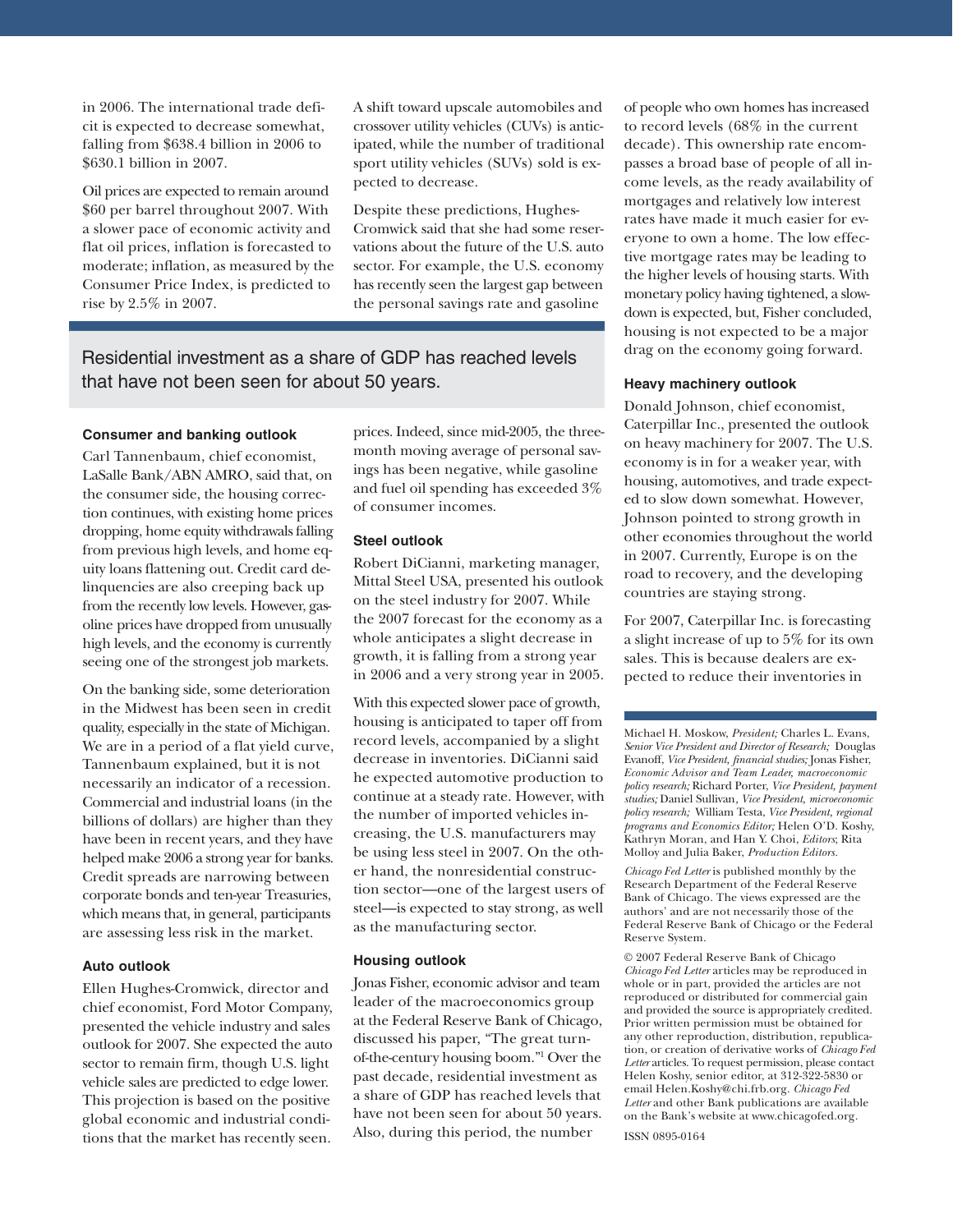in 2006. The international trade deficit is expected to decrease somewhat, falling from $638.4 billion in 2006 to $630.1 billion in 2007.

Oil prices are expected to remain around $60 per barrel throughout 2007. With a slower pace of economic activity and flat oil prices, inflation is forecasted to moderate; inflation, as measured by the Consumer Price Index, is predicted to rise by 2.5% in 2007.

A shift toward upscale automobiles and crossover utility vehicles (CUVs) is anticipated, while the number of traditional sport utility vehicles (SUVs) sold is expected to decrease.

Despite these predictions, Hughes-Cromwick said that she had some reservations about the future of the U.S. auto sector. For example, the U.S. economy has recently seen the largest gap between the personal savings rate and gasoline

> Residential investment as a share of GDP has reached levels that have not been seen for about 50 years.

prices. Indeed, since mid-2005, the three-month moving average of personal savings has been negative, while gasoline and fuel oil spending has exceeded 3% of consumer incomes.

### Consumer and banking outlook

Carl Tannenbaum, chief economist, LaSalle Bank/ABN AMRO, said that, on the consumer side, the housing correction continues, with existing home prices dropping, home equity withdrawals falling from previous high levels, and home equity loans flattening out. Credit card delinquencies are also creeping back up from the recently low levels. However, gasoline prices have dropped from unusually high levels, and the economy is currently seeing one of the strongest job markets.

On the banking side, some deterioration in the Midwest has been seen in credit quality, especially in the state of Michigan. We are in a period of a flat yield curve, Tannenbaum explained, but it is not necessarily an indicator of a recession. Commercial and industrial loans (in the billions of dollars) are higher than they have been in recent years, and they have helped make 2006 a strong year for banks. Credit spreads are narrowing between corporate bonds and ten-year Treasuries, which means that, in general, participants are assessing less risk in the market.

### Auto outlook

Ellen Hughes-Cromwick, director and chief economist, Ford Motor Company, presented the vehicle industry and sales outlook for 2007. She expected the auto sector to remain firm, though U.S. light vehicle sales are predicted to edge lower. This projection is based on the positive global economic and industrial conditions that the market has recently seen.

### Steel outlook

Robert DiCianni, marketing manager, Mittal Steel USA, presented his outlook on the steel industry for 2007. While the 2007 forecast for the economy as a whole anticipates a slight decrease in growth, it is falling from a strong year in 2006 and a very strong year in 2005.

With this expected slower pace of growth, housing is anticipated to taper off from record levels, accompanied by a slight decrease in inventories. DiCianni said he expected automotive production to continue at a steady rate. However, with the number of imported vehicles increasing, the U.S. manufacturers may be using less steel in 2007. On the other hand, the nonresidential construction sector—one of the largest users of steel—is expected to stay strong, as well as the manufacturing sector.

### Housing outlook

Jonas Fisher, economic advisor and team leader of the macroeconomics group at the Federal Reserve Bank of Chicago, discussed his paper, "The great turn-of-the-century housing boom."[1] Over the past decade, residential investment as a share of GDP has reached levels that have not been seen for about 50 years. Also, during this period, the number of people who own homes has increased to record levels (68% in the current decade). This ownership rate encompasses a broad base of people of all income levels, as the ready availability of mortgages and relatively low interest rates have made it much easier for everyone to own a home. The low effective mortgage rates may be leading to the higher levels of housing starts. With monetary policy having tightened, a slowdown is expected, but, Fisher concluded, housing is not expected to be a major drag on the economy going forward.

### Heavy machinery outlook

Donald Johnson, chief economist, Caterpillar Inc., presented the outlook on heavy machinery for 2007. The U.S. economy is in for a weaker year, with housing, automotives, and trade expected to slow down somewhat. However, Johnson pointed to strong growth in other economies throughout the world in 2007. Currently, Europe is on the road to recovery, and the developing countries are staying strong.

For 2007, Caterpillar Inc. is forecasting a slight increase of up to 5% for its own sales. This is because dealers are expected to reduce their inventories in

---

Michael H. Moskow, *President;* Charles L. Evans, *Senior Vice President and Director of Research;* Douglas Evanoff, *Vice President, financial studies;* Jonas Fisher, *Economic Advisor and Team Leader, macroeconomic policy research;* Richard Porter, *Vice President, payment studies;* Daniel Sullivan, *Vice President, microeconomic policy research;* William Testa, *Vice President, regional programs and Economics Editor;* Helen O'D. Koshy, Kathryn Moran, and Han Y. Choi, *Editors*; Rita Molloy and Julia Baker, *Production Editors.*

*Chicago Fed Letter* is published monthly by the Research Department of the Federal Reserve Bank of Chicago. The views expressed are the authors' and are not necessarily those of the Federal Reserve Bank of Chicago or the Federal Reserve System.

© 2007 Federal Reserve Bank of Chicago
*Chicago Fed Letter* articles may be reproduced in whole or in part, provided the articles are not reproduced or distributed for commercial gain and provided the source is appropriately credited. Prior written permission must be obtained for any other reproduction, distribution, republication, or creation of derivative works of *Chicago Fed Letter* articles. To request permission, please contact Helen Koshy, senior editor, at 312-322-5830 or email Helen.Koshy@chi.frb.org. *Chicago Fed Letter* and other Bank publications are available on the Bank's website at www.chicagofed.org.

ISSN 0895-0164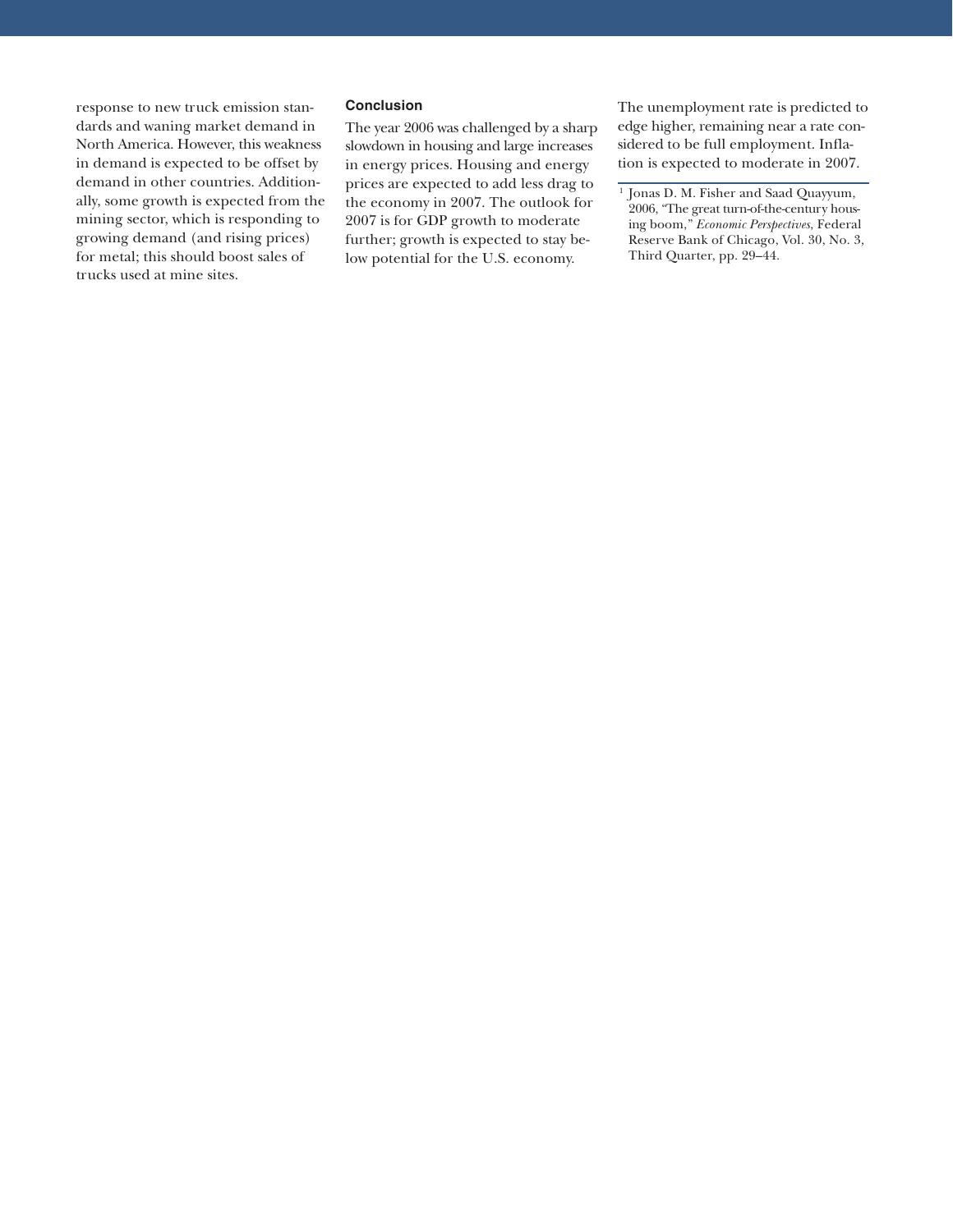response to new truck emission standards and waning market demand in North America. However, this weakness in demand is expected to be offset by demand in other countries. Additionally, some growth is expected from the mining sector, which is responding to growing demand (and rising prices) for metal; this should boost sales of trucks used at mine sites.

### Conclusion

The year 2006 was challenged by a sharp slowdown in housing and large increases in energy prices. Housing and energy prices are expected to add less drag to the economy in 2007. The outlook for 2007 is for GDP growth to moderate further; growth is expected to stay below potential for the U.S. economy. The unemployment rate is predicted to edge higher, remaining near a rate considered to be full employment. Inflation is expected to moderate in 2007.

---

[1] Jonas D. M. Fisher and Saad Quayyum, 2006, "The great turn-of-the-century housing boom," *Economic Perspectives*, Federal Reserve Bank of Chicago, Vol. 30, No. 3, Third Quarter, pp. 29–44.